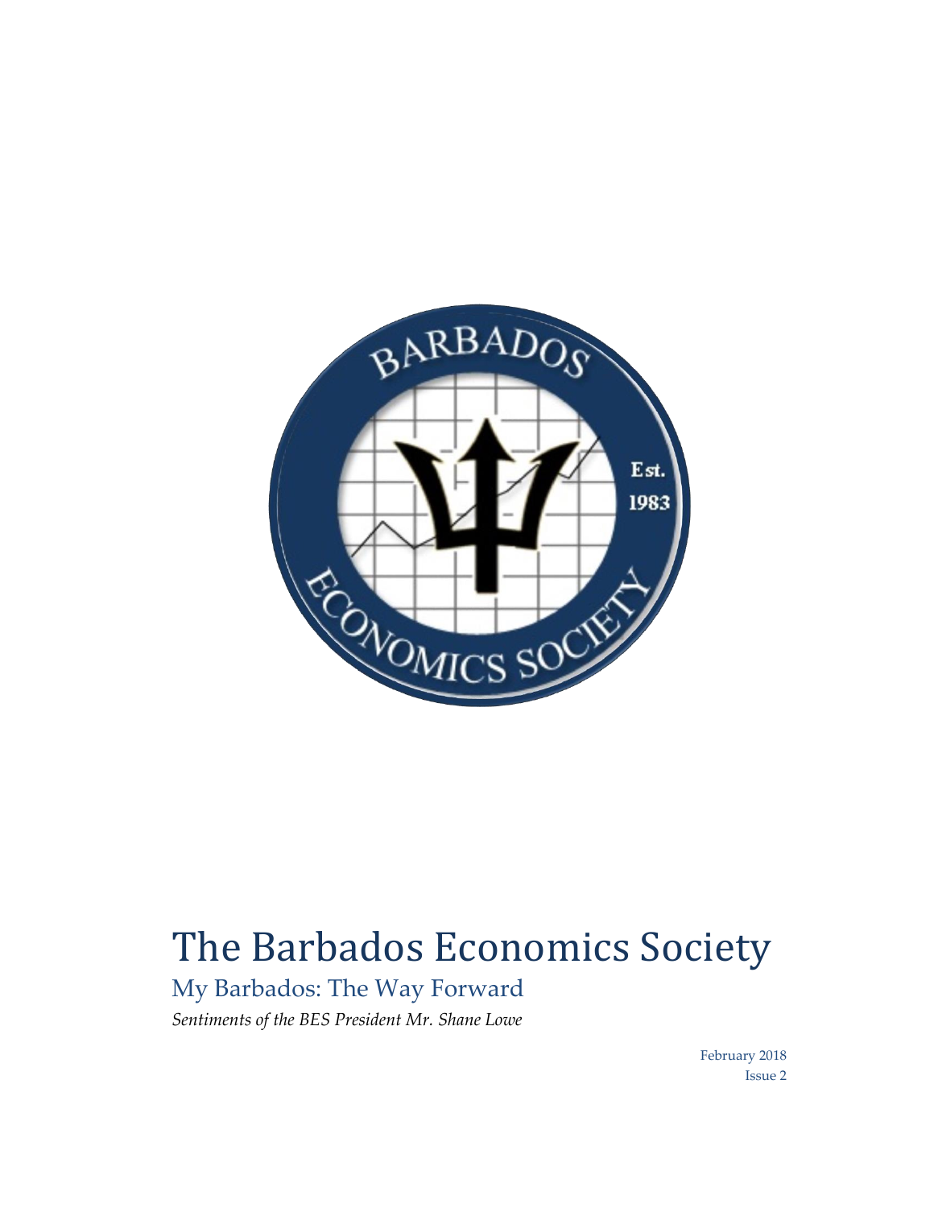# The Barbados Economics Society

## My Barbados: The Way Forward

*Sentiments of the BES President Mr. Shane Lowe*

February 2018

Issue 2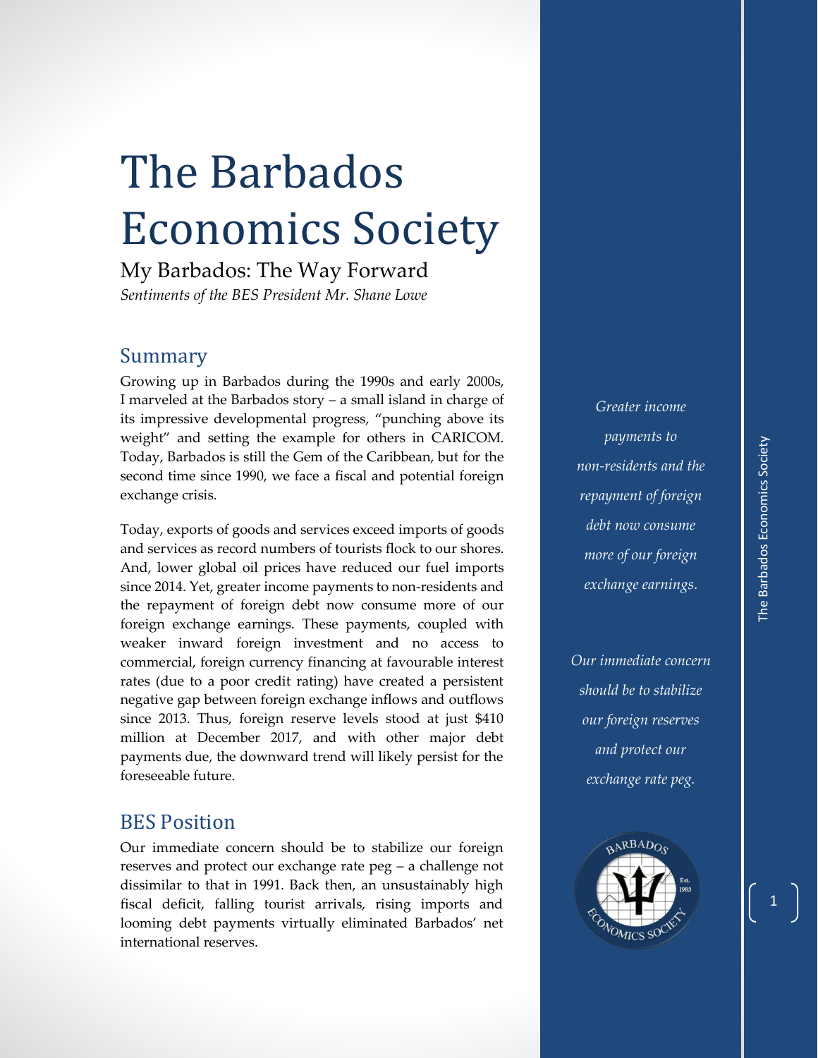# The Barbados Economics Society

My Barbados: The Way Forward

*Sentiments of the BES President Mr. Shane Lowe*

## Summary

Growing up in Barbados during the 1990s and early 2000s, I marveled at the Barbados story – a small island in charge of its impressive developmental progress, "punching above its weight" and setting the example for others in CARICOM. Today, Barbados is still the Gem of the Caribbean, but for the second time since 1990, we face a fiscal and potential foreign exchange crisis.

Today, exports of goods and services exceed imports of goods and services as record numbers of tourists flock to our shores. And, lower global oil prices have reduced our fuel imports since 2014. Yet, greater income payments to non-residents and the repayment of foreign debt now consume more of our foreign exchange earnings. These payments, coupled with weaker inward foreign investment and no access to commercial, foreign currency financing at favourable interest rates (due to a poor credit rating) have created a persistent negative gap between foreign exchange inflows and outflows since 2013. Thus, foreign reserve levels stood at just $410 million at December 2017, and with other major debt payments due, the downward trend will likely persist for the foreseeable future.

*Greater income payments to non-residents and the repayment of foreign debt now consume more of our foreign exchange earnings.*

## BES Position

Our immediate concern should be to stabilize our foreign reserves and protect our exchange rate peg – a challenge not dissimilar to that in 1991. Back then, an unsustainably high fiscal deficit, falling tourist arrivals, rising imports and looming debt payments virtually eliminated Barbados' net international reserves.

*Our immediate concern should be to stabilize our foreign reserves and protect our exchange rate peg.*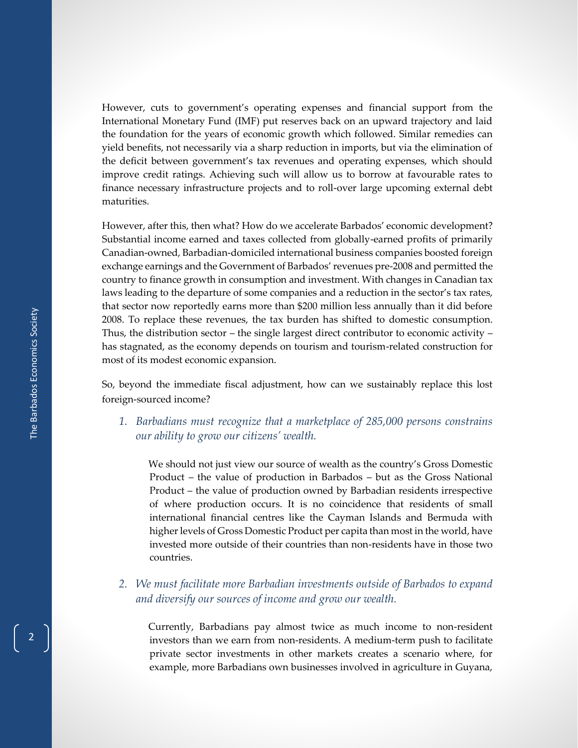However, cuts to government's operating expenses and financial support from the International Monetary Fund (IMF) put reserves back on an upward trajectory and laid the foundation for the years of economic growth which followed. Similar remedies can yield benefits, not necessarily via a sharp reduction in imports, but via the elimination of the deficit between government's tax revenues and operating expenses, which should improve credit ratings. Achieving such will allow us to borrow at favourable rates to finance necessary infrastructure projects and to roll-over large upcoming external debt maturities.

However, after this, then what? How do we accelerate Barbados' economic development? Substantial income earned and taxes collected from globally-earned profits of primarily Canadian-owned, Barbadian-domiciled international business companies boosted foreign exchange earnings and the Government of Barbados' revenues pre-2008 and permitted the country to finance growth in consumption and investment. With changes in Canadian tax laws leading to the departure of some companies and a reduction in the sector's tax rates, that sector now reportedly earns more than $200 million less annually than it did before 2008. To replace these revenues, the tax burden has shifted to domestic consumption. Thus, the distribution sector – the single largest direct contributor to economic activity – has stagnated, as the economy depends on tourism and tourism-related construction for most of its modest economic expansion.

So, beyond the immediate fiscal adjustment, how can we sustainably replace this lost foreign-sourced income?

1. *Barbadians must recognize that a marketplace of 285,000 persons constrains our ability to grow our citizens' wealth.*

   We should not just view our source of wealth as the country's Gross Domestic Product – the value of production in Barbados – but as the Gross National Product – the value of production owned by Barbadian residents irrespective of where production occurs. It is no coincidence that residents of small international financial centres like the Cayman Islands and Bermuda with higher levels of Gross Domestic Product per capita than most in the world, have invested more outside of their countries than non-residents have in those two countries.

2. *We must facilitate more Barbadian investments outside of Barbados to expand and diversify our sources of income and grow our wealth.*

   Currently, Barbadians pay almost twice as much income to non-resident investors than we earn from non-residents. A medium-term push to facilitate private sector investments in other markets creates a scenario where, for example, more Barbadians own businesses involved in agriculture in Guyana,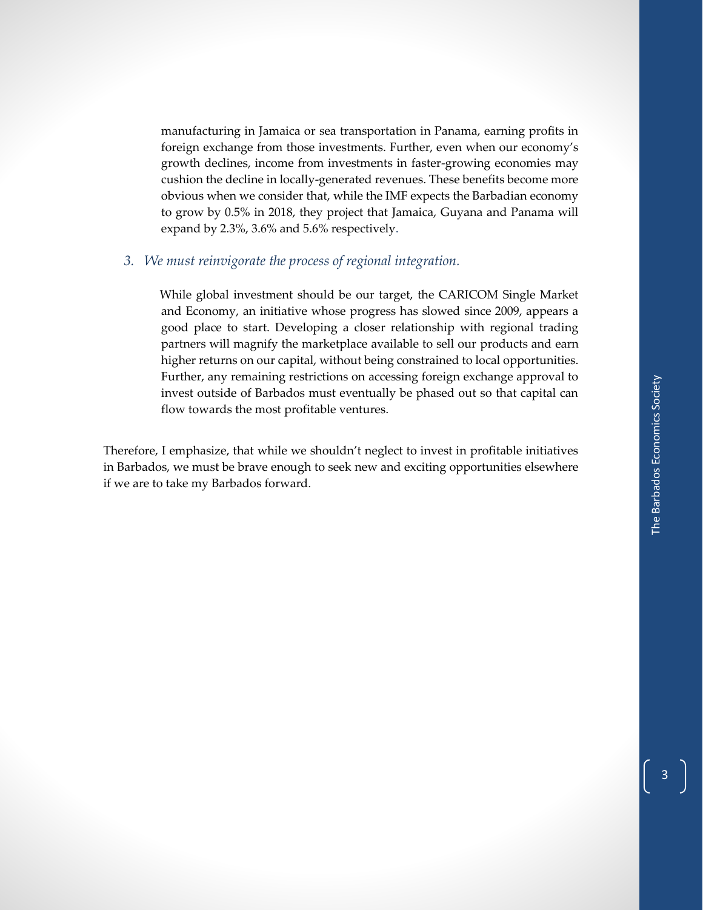manufacturing in Jamaica or sea transportation in Panama, earning profits in foreign exchange from those investments. Further, even when our economy's growth declines, income from investments in faster-growing economies may cushion the decline in locally-generated revenues. These benefits become more obvious when we consider that, while the IMF expects the Barbadian economy to grow by 0.5% in 2018, they project that Jamaica, Guyana and Panama will expand by 2.3%, 3.6% and 5.6% respectively.

3. *We must reinvigorate the process of regional integration.*

   While global investment should be our target, the CARICOM Single Market and Economy, an initiative whose progress has slowed since 2009, appears a good place to start. Developing a closer relationship with regional trading partners will magnify the marketplace available to sell our products and earn higher returns on our capital, without being constrained to local opportunities. Further, any remaining restrictions on accessing foreign exchange approval to invest outside of Barbados must eventually be phased out so that capital can flow towards the most profitable ventures.

Therefore, I emphasize, that while we shouldn't neglect to invest in profitable initiatives in Barbados, we must be brave enough to seek new and exciting opportunities elsewhere if we are to take my Barbados forward.